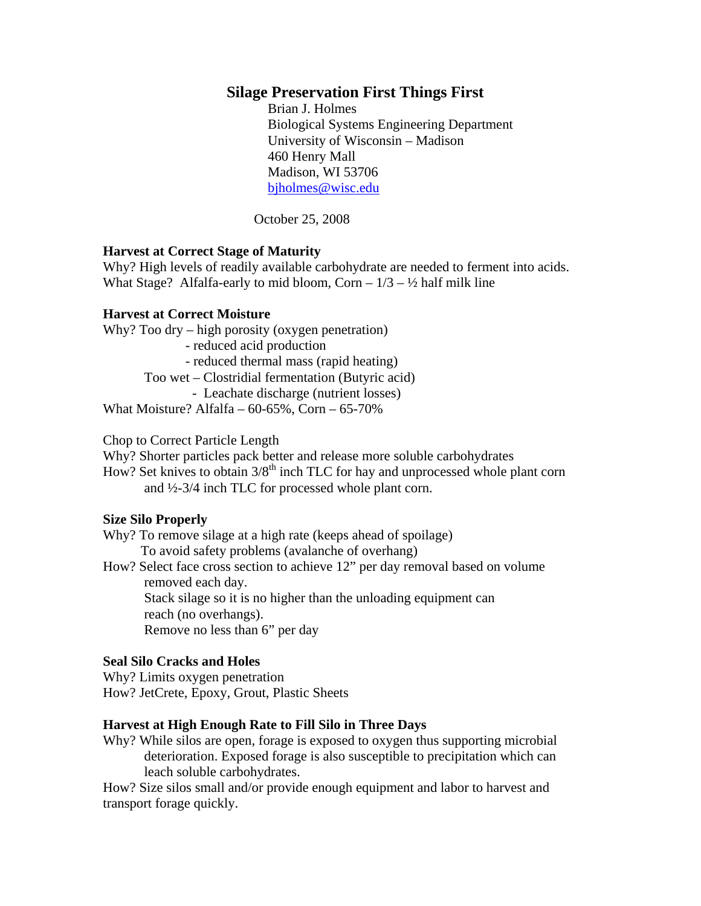# Silage Preservation First Things First

Brian J. Holmes
Biological Systems Engineering Department
University of Wisconsin – Madison
460 Henry Mall
Madison, WI 53706
bjholmes@wisc.edu

October 25, 2008

**Harvest at Correct Stage of Maturity**

Why? High levels of readily available carbohydrate are needed to ferment into acids.
What Stage? Alfalfa-early to mid bloom, Corn – 1/3 – ½ half milk line

**Harvest at Correct Moisture**

Why? Too dry – high porosity (oxygen penetration)
- reduced acid production
- reduced thermal mass (rapid heating)

Too wet – Clostridial fermentation (Butyric acid)
- Leachate discharge (nutrient losses)

What Moisture? Alfalfa – 60-65%, Corn – 65-70%

Chop to Correct Particle Length

Why? Shorter particles pack better and release more soluble carbohydrates
How? Set knives to obtain 3/8$^{th}$ inch TLC for hay and unprocessed whole plant corn and ½-3/4 inch TLC for processed whole plant corn.

**Size Silo Properly**

Why? To remove silage at a high rate (keeps ahead of spoilage)
To avoid safety problems (avalanche of overhang)
How? Select face cross section to achieve 12" per day removal based on volume removed each day.
Stack silage so it is no higher than the unloading equipment can reach (no overhangs).
Remove no less than 6" per day

**Seal Silo Cracks and Holes**

Why? Limits oxygen penetration
How? JetCrete, Epoxy, Grout, Plastic Sheets

**Harvest at High Enough Rate to Fill Silo in Three Days**

Why? While silos are open, forage is exposed to oxygen thus supporting microbial deterioration. Exposed forage is also susceptible to precipitation which can leach soluble carbohydrates.
How? Size silos small and/or provide enough equipment and labor to harvest and transport forage quickly.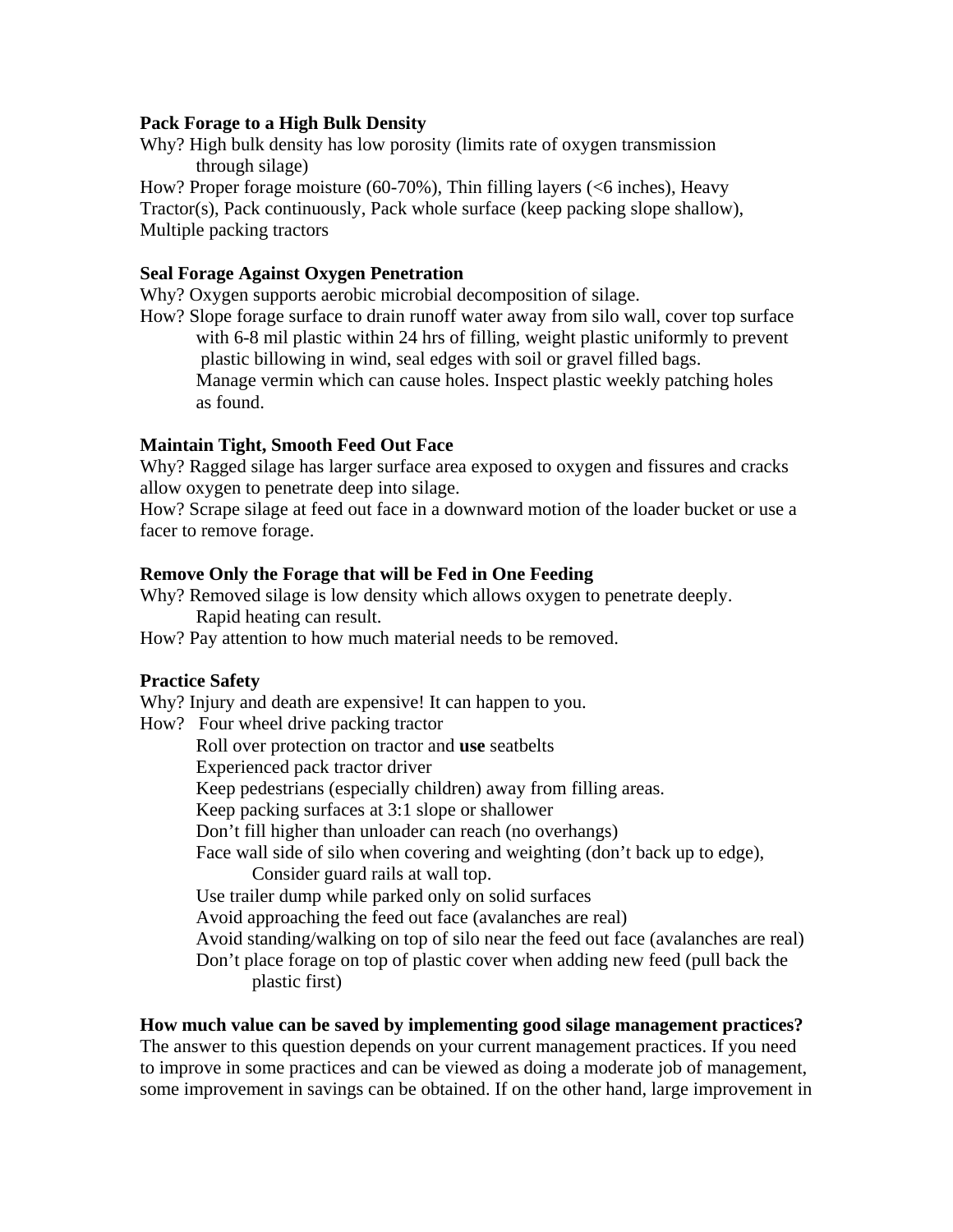**Pack Forage to a High Bulk Density**

Why? High bulk density has low porosity (limits rate of oxygen transmission through silage)

How? Proper forage moisture (60-70%), Thin filling layers (<6 inches), Heavy Tractor(s), Pack continuously, Pack whole surface (keep packing slope shallow), Multiple packing tractors

**Seal Forage Against Oxygen Penetration**

Why? Oxygen supports aerobic microbial decomposition of silage.

How? Slope forage surface to drain runoff water away from silo wall, cover top surface with 6-8 mil plastic within 24 hrs of filling, weight plastic uniformly to prevent plastic billowing in wind, seal edges with soil or gravel filled bags. Manage vermin which can cause holes. Inspect plastic weekly patching holes as found.

**Maintain Tight, Smooth Feed Out Face**

Why? Ragged silage has larger surface area exposed to oxygen and fissures and cracks allow oxygen to penetrate deep into silage.

How? Scrape silage at feed out face in a downward motion of the loader bucket or use a facer to remove forage.

**Remove Only the Forage that will be Fed in One Feeding**

Why? Removed silage is low density which allows oxygen to penetrate deeply. Rapid heating can result.

How? Pay attention to how much material needs to be removed.

**Practice Safety**

Why? Injury and death are expensive! It can happen to you.

How?
- Four wheel drive packing tractor
- Roll over protection on tractor and **use** seatbelts
- Experienced pack tractor driver
- Keep pedestrians (especially children) away from filling areas.
- Keep packing surfaces at 3:1 slope or shallower
- Don't fill higher than unloader can reach (no overhangs)
- Face wall side of silo when covering and weighting (don't back up to edge), Consider guard rails at wall top.
- Use trailer dump while parked only on solid surfaces
- Avoid approaching the feed out face (avalanches are real)
- Avoid standing/walking on top of silo near the feed out face (avalanches are real)
- Don't place forage on top of plastic cover when adding new feed (pull back the plastic first)

**How much value can be saved by implementing good silage management practices?**

The answer to this question depends on your current management practices. If you need to improve in some practices and can be viewed as doing a moderate job of management, some improvement in savings can be obtained. If on the other hand, large improvement in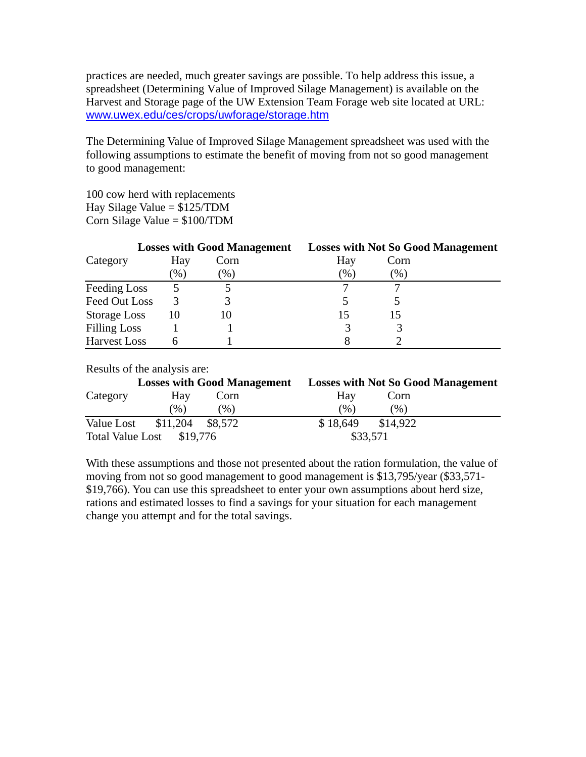practices are needed, much greater savings are possible. To help address this issue, a spreadsheet (Determining Value of Improved Silage Management) is available on the Harvest and Storage page of the UW Extension Team Forage web site located at URL: www.uwex.edu/ces/crops/uwforage/storage.htm

The Determining Value of Improved Silage Management spreadsheet was used with the following assumptions to estimate the benefit of moving from not so good management to good management:

100 cow herd with replacements
Hay Silage Value = $125/TDM
Corn Silage Value = $100/TDM

| | **Losses with Good Management** | | **Losses with Not So Good Management** | |
|---|---|---|---|---|
| Category | Hay (%) | Corn (%) | Hay (%) | Corn (%) |
| Feeding Loss | 5 | 5 | 7 | 7 |
| Feed Out Loss | 3 | 3 | 5 | 5 |
| Storage Loss | 10 | 10 | 15 | 15 |
| Filling Loss | 1 | 1 | 3 | 3 |
| Harvest Loss | 6 | 1 | 8 | 2 |

Results of the analysis are:

| | **Losses with Good Management** | | **Losses with Not So Good Management** | |
|---|---|---|---|---|
| Category | Hay (%) | Corn (%) | Hay (%) | Corn (%) |
| Value Lost | $11,204 | $8,572 | $ 18,649 | $14,922 |
| Total Value Lost | $19,776 | | $33,571 | |

With these assumptions and those not presented about the ration formulation, the value of moving from not so good management to good management is $13,795/year ($33,571-$19,766). You can use this spreadsheet to enter your own assumptions about herd size, rations and estimated losses to find a savings for your situation for each management change you attempt and for the total savings.